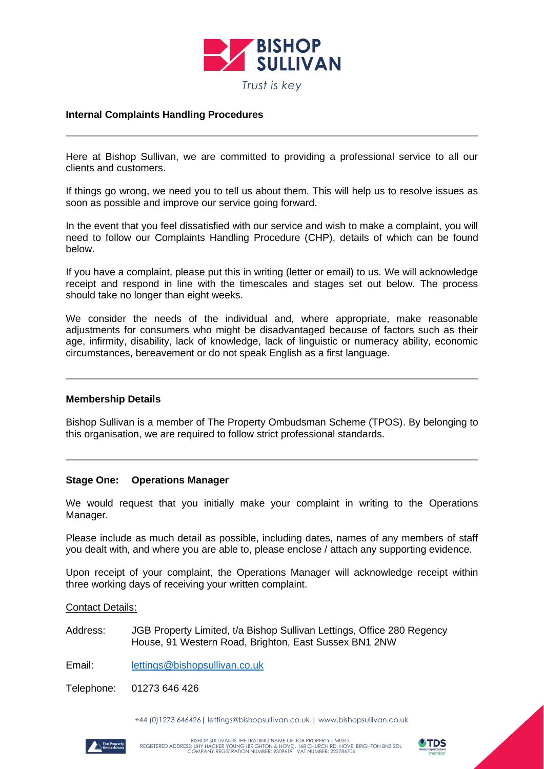BISHOP SULLIVAN

*Trust is key*

## Internal Complaints Handling Procedures

Here at Bishop Sullivan, we are committed to providing a professional service to all our clients and customers.

If things go wrong, we need you to tell us about them. This will help us to resolve issues as soon as possible and improve our service going forward.

In the event that you feel dissatisfied with our service and wish to make a complaint, you will need to follow our Complaints Handling Procedure (CHP), details of which can be found below.

If you have a complaint, please put this in writing (letter or email) to us. We will acknowledge receipt and respond in line with the timescales and stages set out below. The process should take no longer than eight weeks.

We consider the needs of the individual and, where appropriate, make reasonable adjustments for consumers who might be disadvantaged because of factors such as their age, infirmity, disability, lack of knowledge, lack of linguistic or numeracy ability, economic circumstances, bereavement or do not speak English as a first language.

## Membership Details

Bishop Sullivan is a member of The Property Ombudsman Scheme (TPOS). By belonging to this organisation, we are required to follow strict professional standards.

## Stage One: Operations Manager

We would request that you initially make your complaint in writing to the Operations Manager.

Please include as much detail as possible, including dates, names of any members of staff you dealt with, and where you are able to, please enclose / attach any supporting evidence.

Upon receipt of your complaint, the Operations Manager will acknowledge receipt within three working days of receiving your written complaint.

Contact Details:

Address: JGB Property Limited, t/a Bishop Sullivan Lettings, Office 280 Regency House, 91 Western Road, Brighton, East Sussex BN1 2NW

Email: lettings@bishopsullivan.co.uk

Telephone: 01273 646 426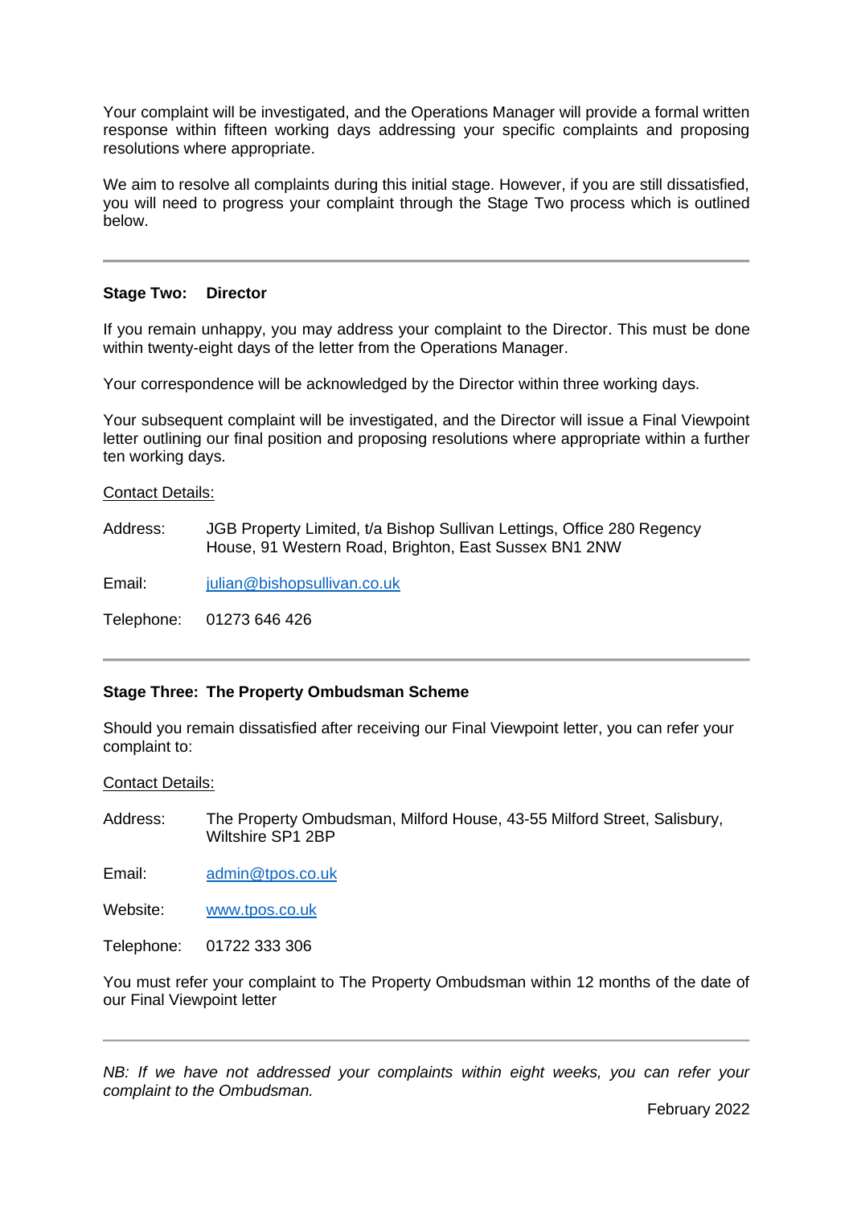Your complaint will be investigated, and the Operations Manager will provide a formal written response within fifteen working days addressing your specific complaints and proposing resolutions where appropriate.

We aim to resolve all complaints during this initial stage. However, if you are still dissatisfied, you will need to progress your complaint through the Stage Two process which is outlined below.

---

**Stage Two: Director**

If you remain unhappy, you may address your complaint to the Director. This must be done within twenty-eight days of the letter from the Operations Manager.

Your correspondence will be acknowledged by the Director within three working days.

Your subsequent complaint will be investigated, and the Director will issue a Final Viewpoint letter outlining our final position and proposing resolutions where appropriate within a further ten working days.

Contact Details:

Address: JGB Property Limited, t/a Bishop Sullivan Lettings, Office 280 Regency House, 91 Western Road, Brighton, East Sussex BN1 2NW

Email: julian@bishopsullivan.co.uk

Telephone: 01273 646 426

---

**Stage Three: The Property Ombudsman Scheme**

Should you remain dissatisfied after receiving our Final Viewpoint letter, you can refer your complaint to:

Contact Details:

Address: The Property Ombudsman, Milford House, 43-55 Milford Street, Salisbury, Wiltshire SP1 2BP

Email: admin@tpos.co.uk

Website: www.tpos.co.uk

Telephone: 01722 333 306

You must refer your complaint to The Property Ombudsman within 12 months of the date of our Final Viewpoint letter

---

*NB: If we have not addressed your complaints within eight weeks, you can refer your complaint to the Ombudsman.*

February 2022